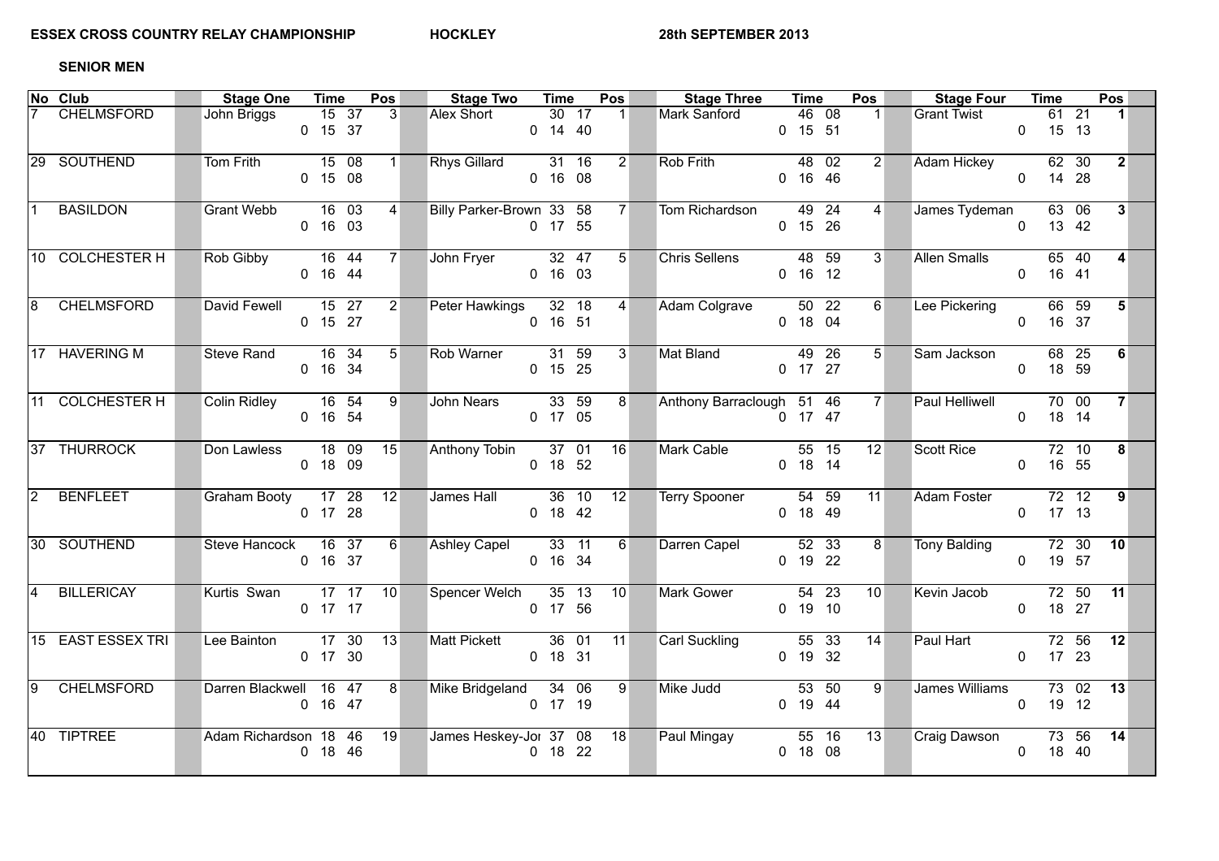**ESSEX CROSS COUNTRY RELAY CHAMPIONSHIP** **HOCKLEY** **28th SEPTEMBER 2013**

**SENIOR MEN**

| No | Club | Stage One | Time | Pos | Stage Two | Time | Pos | Stage Three | Time | Pos | Stage Four | Time | Pos |
|---|---|---|---|---|---|---|---|---|---|---|---|---|---|
| 7 | CHELMSFORD | John Briggs | 15 37<br>0 15 37 | 3 | Alex Short | 30 17<br>0 14 40 | 1 | Mark Sanford | 46 08<br>0 15 51 | 1 | Grant Twist | 61 21<br>0 15 13 | **1** |
| 29 | SOUTHEND | Tom Frith | 15 08<br>0 15 08 | 1 | Rhys Gillard | 31 16<br>0 16 08 | 2 | Rob Frith | 48 02<br>0 16 46 | 2 | Adam Hickey | 62 30<br>0 14 28 | **2** |
| 1 | BASILDON | Grant Webb | 16 03<br>0 16 03 | 4 | Billy Parker-Brown | 33 58<br>0 17 55 | 7 | Tom Richardson | 49 24<br>0 15 26 | 4 | James Tydeman | 63 06<br>0 13 42 | **3** |
| 10 | COLCHESTER H | Rob Gibby | 16 44<br>0 16 44 | 7 | John Fryer | 32 47<br>0 16 03 | 5 | Chris Sellens | 48 59<br>0 16 12 | 3 | Allen Smalls | 65 40<br>0 16 41 | **4** |
| 8 | CHELMSFORD | David Fewell | 15 27<br>0 15 27 | 2 | Peter Hawkings | 32 18<br>0 16 51 | 4 | Adam Colgrave | 50 22<br>0 18 04 | 6 | Lee Pickering | 66 59<br>0 16 37 | **5** |
| 17 | HAVERING M | Steve Rand | 16 34<br>0 16 34 | 5 | Rob Warner | 31 59<br>0 15 25 | 3 | Mat Bland | 49 26<br>0 17 27 | 5 | Sam Jackson | 68 25<br>0 18 59 | **6** |
| 11 | COLCHESTER H | Colin Ridley | 16 54<br>0 16 54 | 9 | John Nears | 33 59<br>0 17 05 | 8 | Anthony Barraclough | 51 46<br>0 17 47 | 7 | Paul Helliwell | 70 00<br>0 18 14 | **7** |
| 37 | THURROCK | Don Lawless | 18 09<br>0 18 09 | 15 | Anthony Tobin | 37 01<br>0 18 52 | 16 | Mark Cable | 55 15<br>0 18 14 | 12 | Scott Rice | 72 10<br>0 16 55 | **8** |
| 2 | BENFLEET | Graham Booty | 17 28<br>0 17 28 | 12 | James Hall | 36 10<br>0 18 42 | 12 | Terry Spooner | 54 59<br>0 18 49 | 11 | Adam Foster | 72 12<br>0 17 13 | **9** |
| 30 | SOUTHEND | Steve Hancock | 16 37<br>0 16 37 | 6 | Ashley Capel | 33 11<br>0 16 34 | 6 | Darren Capel | 52 33<br>0 19 22 | 8 | Tony Balding | 72 30<br>0 19 57 | **10** |
| 4 | BILLERICAY | Kurtis Swan | 17 17<br>0 17 17 | 10 | Spencer Welch | 35 13<br>0 17 56 | 10 | Mark Gower | 54 23<br>0 19 10 | 10 | Kevin Jacob | 72 50<br>0 18 27 | **11** |
| 15 | EAST ESSEX TRI | Lee Bainton | 17 30<br>0 17 30 | 13 | Matt Pickett | 36 01<br>0 18 31 | 11 | Carl Suckling | 55 33<br>0 19 32 | 14 | Paul Hart | 72 56<br>0 17 23 | **12** |
| 9 | CHELMSFORD | Darren Blackwell | 16 47<br>0 16 47 | 8 | Mike Bridgeland | 34 06<br>0 17 19 | 9 | Mike Judd | 53 50<br>0 19 44 | 9 | James Williams | 73 02<br>0 19 12 | **13** |
| 40 | TIPTREE | Adam Richardson | 18 46<br>0 18 46 | 19 | James Heskey-Jor | 37 08<br>0 18 22 | 18 | Paul Mingay | 55 16<br>0 18 08 | 13 | Craig Dawson | 73 56<br>0 18 40 | **14** |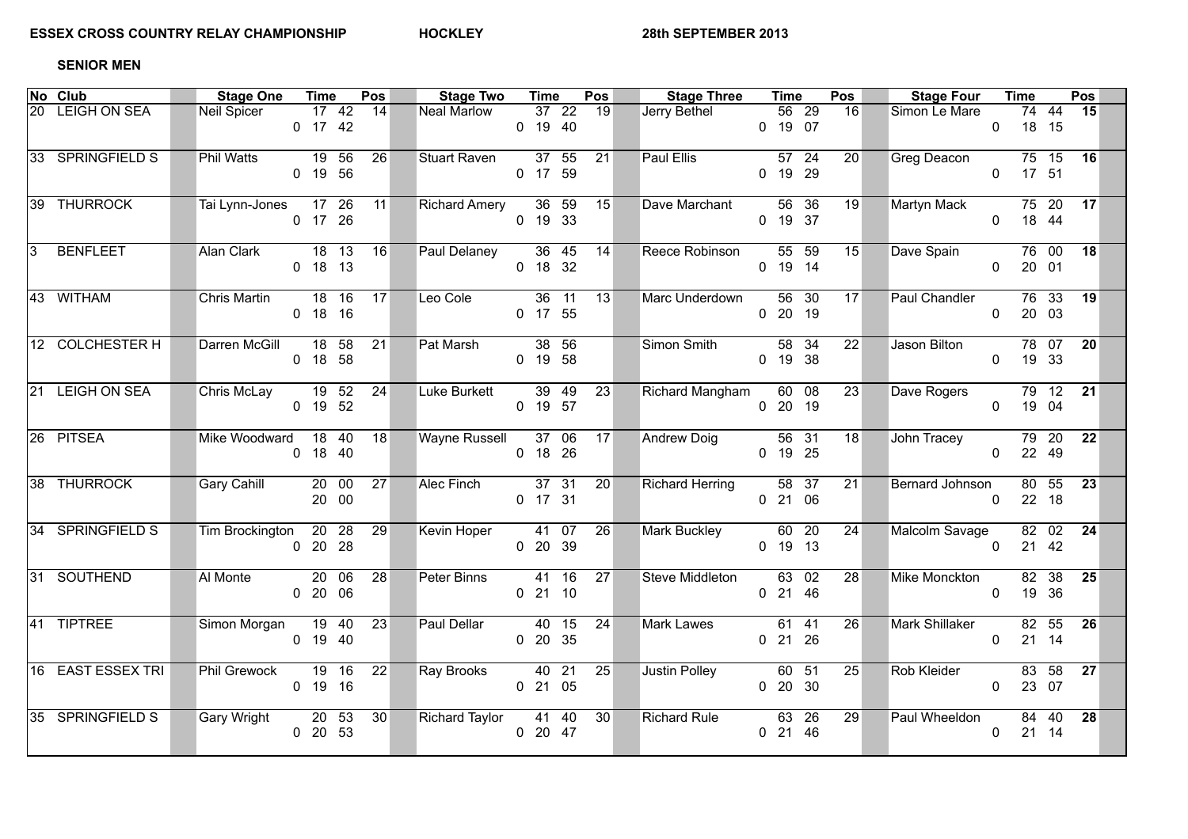**ESSEX CROSS COUNTRY RELAY CHAMPIONSHIP** **HOCKLEY** **28th SEPTEMBER 2013**

**SENIOR MEN**

| No | Club | Stage One | Time | Pos | Stage Two | Time | Pos | Stage Three | Time | Pos | Stage Four | Time | Pos |
|---|---|---|---|---|---|---|---|---|---|---|---|---|---|
| 20 | LEIGH ON SEA | Neil Spicer | 17 42<br>0 17 42 | 14 | Neal Marlow | 37 22<br>0 19 40 | 19 | Jerry Bethel | 56 29<br>0 19 07 | 16 | Simon Le Mare | 74 44<br>0 18 15 | 15 |
| 33 | SPRINGFIELD S | Phil Watts | 19 56<br>0 19 56 | 26 | Stuart Raven | 37 55<br>0 17 59 | 21 | Paul Ellis | 57 24<br>0 19 29 | 20 | Greg Deacon | 75 15<br>0 17 51 | 16 |
| 39 | THURROCK | Tai Lynn-Jones | 17 26<br>0 17 26 | 11 | Richard Amery | 36 59<br>0 19 33 | 15 | Dave Marchant | 56 36<br>0 19 37 | 19 | Martyn Mack | 75 20<br>0 18 44 | 17 |
| 3 | BENFLEET | Alan Clark | 18 13<br>0 18 13 | 16 | Paul Delaney | 36 45<br>0 18 32 | 14 | Reece Robinson | 55 59<br>0 19 14 | 15 | Dave Spain | 76 00<br>0 20 01 | 18 |
| 43 | WITHAM | Chris Martin | 18 16<br>0 18 16 | 17 | Leo Cole | 36 11<br>0 17 55 | 13 | Marc Underdown | 56 30<br>0 20 19 | 17 | Paul Chandler | 76 33<br>0 20 03 | 19 |
| 12 | COLCHESTER H | Darren McGill | 18 58<br>0 18 58 | 21 | Pat Marsh | 38 56<br>0 19 58 | | Simon Smith | 58 34<br>0 19 38 | 22 | Jason Bilton | 78 07<br>0 19 33 | 20 |
| 21 | LEIGH ON SEA | Chris McLay | 19 52<br>0 19 52 | 24 | Luke Burkett | 39 49<br>0 19 57 | 23 | Richard Mangham | 60 08<br>0 20 19 | 23 | Dave Rogers | 79 12<br>0 19 04 | 21 |
| 26 | PITSEA | Mike Woodward | 18 40<br>0 18 40 | 18 | Wayne Russell | 37 06<br>0 18 26 | 17 | Andrew Doig | 56 31<br>0 19 25 | 18 | John Tracey | 79 20<br>0 22 49 | 22 |
| 38 | THURROCK | Gary Cahill | 20 00<br>20 00 | 27 | Alec Finch | 37 31<br>0 17 31 | 20 | Richard Herring | 58 37<br>0 21 06 | 21 | Bernard Johnson | 80 55<br>0 22 18 | 23 |
| 34 | SPRINGFIELD S | Tim Brockington | 20 28<br>0 20 28 | 29 | Kevin Hoper | 41 07<br>0 20 39 | 26 | Mark Buckley | 60 20<br>0 19 13 | 24 | Malcolm Savage | 82 02<br>0 21 42 | 24 |
| 31 | SOUTHEND | Al Monte | 20 06<br>0 20 06 | 28 | Peter Binns | 41 16<br>0 21 10 | 27 | Steve Middleton | 63 02<br>0 21 46 | 28 | Mike Monckton | 82 38<br>0 19 36 | 25 |
| 41 | TIPTREE | Simon Morgan | 19 40<br>0 19 40 | 23 | Paul Dellar | 40 15<br>0 20 35 | 24 | Mark Lawes | 61 41<br>0 21 26 | 26 | Mark Shillaker | 82 55<br>0 21 14 | 26 |
| 16 | EAST ESSEX TRI | Phil Grewock | 19 16<br>0 19 16 | 22 | Ray Brooks | 40 21<br>0 21 05 | 25 | Justin Polley | 60 51<br>0 20 30 | 25 | Rob Kleider | 83 58<br>0 23 07 | 27 |
| 35 | SPRINGFIELD S | Gary Wright | 20 53<br>0 20 53 | 30 | Richard Taylor | 41 40<br>0 20 47 | 30 | Richard Rule | 63 26<br>0 21 46 | 29 | Paul Wheeldon | 84 40<br>0 21 14 | 28 |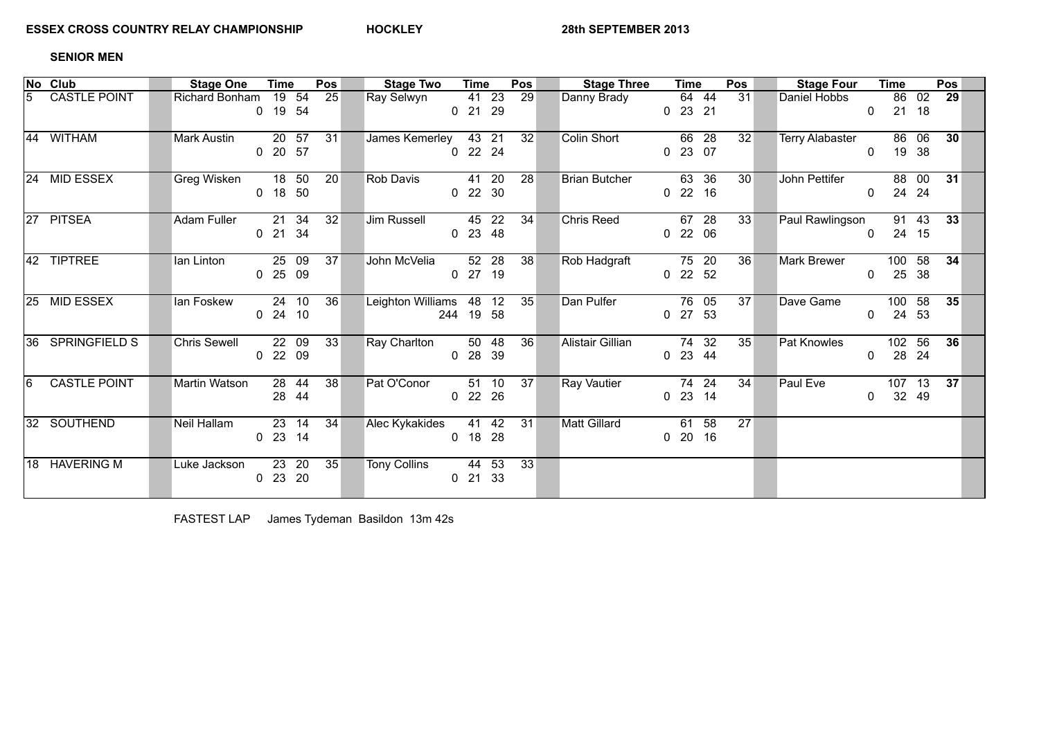**ESSEX CROSS COUNTRY RELAY CHAMPIONSHIP** **HOCKLEY** **28th SEPTEMBER 2013**

**SENIOR MEN**

| No | Club | Stage One | Time | Pos | Stage Two | Time | Pos | Stage Three | Time | Pos | Stage Four | Time | Pos |
|---|---|---|---|---|---|---|---|---|---|---|---|---|---|
| 5 | CASTLE POINT | Richard Bonham | 19 54 | 25 | Ray Selwyn | 41 23 | 29 | Danny Brady | 64 44 | 31 | Daniel Hobbs | 86 02 | **29** |
| | | 0 | 19 54 | | 0 | 21 29 | | 0 | 23 21 | | 0 | 21 18 | |
| 44 | WITHAM | Mark Austin | 20 57 | 31 | James Kemerley | 43 21 | 32 | Colin Short | 66 28 | 32 | Terry Alabaster | 86 06 | **30** |
| | | 0 | 20 57 | | 0 | 22 24 | | 0 | 23 07 | | 0 | 19 38 | |
| 24 | MID ESSEX | Greg Wisken | 18 50 | 20 | Rob Davis | 41 20 | 28 | Brian Butcher | 63 36 | 30 | John Pettifer | 88 00 | **31** |
| | | 0 | 18 50 | | 0 | 22 30 | | 0 | 22 16 | | 0 | 24 24 | |
| 27 | PITSEA | Adam Fuller | 21 34 | 32 | Jim Russell | 45 22 | 34 | Chris Reed | 67 28 | 33 | Paul Rawlingson | 91 43 | **33** |
| | | 0 | 21 34 | | 0 | 23 48 | | 0 | 22 06 | | 0 | 24 15 | |
| 42 | TIPTREE | Ian Linton | 25 09 | 37 | John McVelia | 52 28 | 38 | Rob Hadgraft | 75 20 | 36 | Mark Brewer | 100 58 | **34** |
| | | 0 | 25 09 | | 0 | 27 19 | | 0 | 22 52 | | 0 | 25 38 | |
| 25 | MID ESSEX | Ian Foskew | 24 10 | 36 | Leighton Williams | 48 12 | 35 | Dan Pulfer | 76 05 | 37 | Dave Game | 100 58 | **35** |
| | | 0 | 24 10 | | 244 | 19 58 | | 0 | 27 53 | | 0 | 24 53 | |
| 36 | SPRINGFIELD S | Chris Sewell | 22 09 | 33 | Ray Charlton | 50 48 | 36 | Alistair Gillian | 74 32 | 35 | Pat Knowles | 102 56 | **36** |
| | | 0 | 22 09 | | 0 | 28 39 | | 0 | 23 44 | | 0 | 28 24 | |
| 6 | CASTLE POINT | Martin Watson | 28 44 | 38 | Pat O'Conor | 51 10 | 37 | Ray Vautier | 74 24 | 34 | Paul Eve | 107 13 | **37** |
| | | | 28 44 | | 0 | 22 26 | | 0 | 23 14 | | 0 | 32 49 | |
| 32 | SOUTHEND | Neil Hallam | 23 14 | 34 | Alec Kykakides | 41 42 | 31 | Matt Gillard | 61 58 | 27 | | | |
| | | 0 | 23 14 | | 0 | 18 28 | | 0 | 20 16 | | | | |
| 18 | HAVERING M | Luke Jackson | 23 20 | 35 | Tony Collins | 44 53 | 33 | | | | | | |
| | | 0 | 23 20 | | 0 | 21 33 | | | | | | | |

FASTEST LAP James Tydeman Basildon 13m 42s